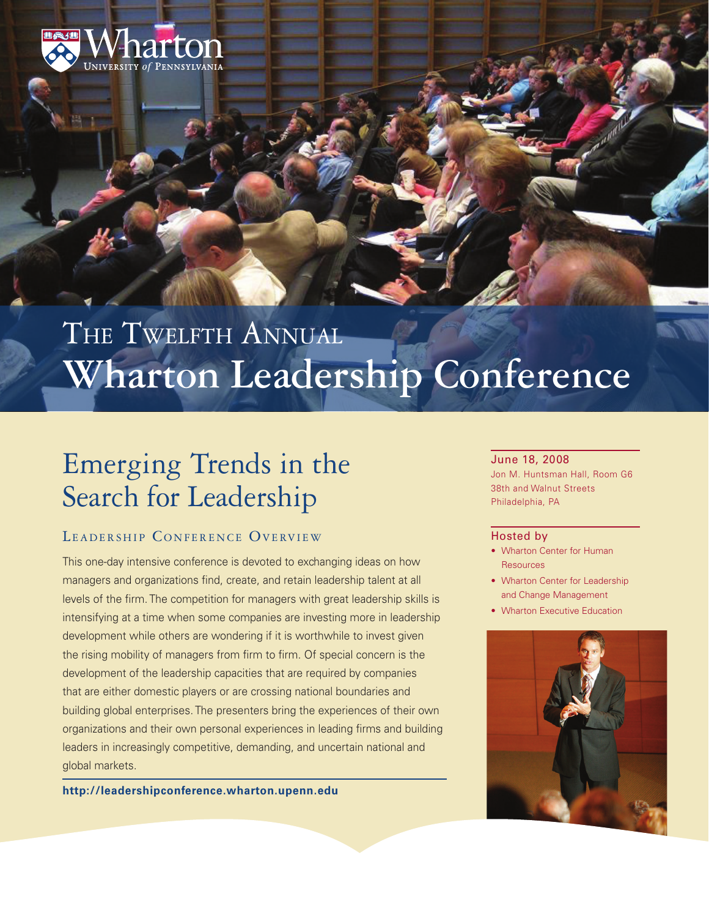Wharton
UNIVERSITY *of* PENNSYLVANIA

# The Twelfth Annual
# Wharton Leadership Conference

## Emerging Trends in the Search for Leadership

### Leadership Conference Overview

This one-day intensive conference is devoted to exchanging ideas on how managers and organizations find, create, and retain leadership talent at all levels of the firm. The competition for managers with great leadership skills is intensifying at a time when some companies are investing more in leadership development while others are wondering if it is worthwhile to invest given the rising mobility of managers from firm to firm. Of special concern is the development of the leadership capacities that are required by companies that are either domestic players or are crossing national boundaries and building global enterprises. The presenters bring the experiences of their own organizations and their own personal experiences in leading firms and building leaders in increasingly competitive, demanding, and uncertain national and global markets.

**http://leadershipconference.wharton.upenn.edu**

**June 18, 2008**
Jon M. Huntsman Hall, Room G6
38th and Walnut Streets
Philadelphia, PA

**Hosted by**

- Wharton Center for Human Resources
- Wharton Center for Leadership and Change Management
- Wharton Executive Education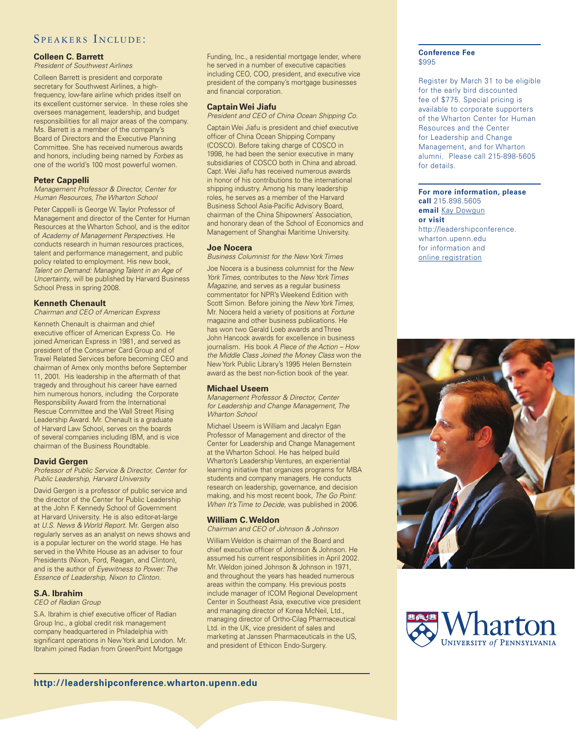## Speakers Include:

### Colleen C. Barrett
*President of Southwest Airlines*

Colleen Barrett is president and corporate secretary for Southwest Airlines, a high-frequency, low-fare airline which prides itself on its excellent customer service. In these roles she oversees management, leadership, and budget responsibilities for all major areas of the company. Ms. Barrett is a member of the company's Board of Directors and the Executive Planning Committee. She has received numerous awards and honors, including being named by *Forbes* as one of the world's 100 most powerful women.

### Peter Cappelli
*Management Professor & Director, Center for Human Resources, The Wharton School*

Peter Cappelli is George W. Taylor Professor of Management and director of the Center for Human Resources at the Wharton School, and is the editor of *Academy of Management Perspectives*. He conducts research in human resources practices, talent and performance management, and public policy related to employment. His new book, *Talent on Demand: Managing Talent in an Age of Uncertainty*, will be published by Harvard Business School Press in spring 2008.

### Kenneth Chenault
*Chairman and CEO of American Express*

Kenneth Chenault is chairman and chief executive officer of American Express Co. He joined American Express in 1981, and served as president of the Consumer Card Group and of Travel Related Services before becoming CEO and chairman of Amex only months before September 11, 2001. His leadership in the aftermath of that tragedy and throughout his career have earned him numerous honors, including the Corporate Responsibility Award from the International Rescue Committee and the Wall Street Rising Leadership Award. Mr. Chenault is a graduate of Harvard Law School, serves on the boards of several companies including IBM, and is vice chairman of the Business Roundtable.

### David Gergen
*Professor of Public Service & Director, Center for Public Leadership, Harvard University*

David Gergen is a professor of public service and the director of the Center for Public Leadership at the John F. Kennedy School of Government at Harvard University. He is also editor-at-large at *U.S. News & World Report*. Mr. Gergen also regularly serves as an analyst on news shows and is a popular lecturer on the world stage. He has served in the White House as an adviser to four Presidents (Nixon, Ford, Reagan, and Clinton), and is the author of *Eyewitness to Power: The Essence of Leadership, Nixon to Clinton.*

### S.A. Ibrahim
*CEO of Radian Group*

S.A. Ibrahim is chief executive officer of Radian Group Inc., a global credit risk management company headquartered in Philadelphia with significant operations in New York and London. Mr. Ibrahim joined Radian from GreenPoint Mortgage Funding, Inc., a residential mortgage lender, where he served in a number of executive capacities including CEO, COO, president, and executive vice president of the company's mortgage businesses and financial corporation.

### Captain Wei Jiafu
*President and CEO of China Ocean Shipping Co.*

Captain Wei Jiafu is president and chief executive officer of China Ocean Shipping Company (COSCO). Before taking charge of COSCO in 1998, he had been the senior executive in many subsidiaries of COSCO both in China and abroad. Capt. Wei Jiafu has received numerous awards in honor of his contributions to the international shipping industry. Among his many leadership roles, he serves as a member of the Harvard Business School Asia-Pacific Advisory Board, chairman of the China Shipowners' Association, and honorary dean of the School of Economics and Management of Shanghai Maritime University.

### Joe Nocera
*Business Columnist for the New York Times*

Joe Nocera is a business columnist for the *New York Times,* contributes to the *New York Times Magazine,* and serves as a regular business commentator for NPR's Weekend Edition with Scott Simon. Before joining the *New York Times,* Mr. Nocera held a variety of positions at *Fortune* magazine and other business publications. He has won two Gerald Loeb awards and Three John Hancock awards for excellence in business journalism. His book *A Piece of the Action – How the Middle Class Joined the Money Class* won the New York Public Library's 1995 Helen Bernstein award as the best non-fiction book of the year.

### Michael Useem
*Management Professor & Director, Center for Leadership and Change Management, The Wharton School*

Michael Useem is William and Jacalyn Egan Professor of Management and director of the Center for Leadership and Change Management at the Wharton School. He has helped build Wharton's Leadership Ventures, an experiential learning initiative that organizes programs for MBA students and company managers. He conducts research on leadership, governance, and decision making, and his most recent book, *The Go Point: When It's Time to Decide,* was published in 2006.

### William C. Weldon
*Chairman and CEO of Johnson & Johnson*

William Weldon is chairman of the Board and chief executive officer of Johnson & Johnson. He assumed his current responsibilities in April 2002. Mr. Weldon joined Johnson & Johnson in 1971, and throughout the years has headed numerous areas within the company. His previous posts include manager of ICOM Regional Development Center in Southeast Asia, executive vice president and managing director of Korea McNeil, Ltd., managing director of Ortho-Cilag Pharmaceutical Ltd. in the UK, vice president of sales and marketing at Janssen Pharmaceuticals in the US, and president of Ethicon Endo-Surgery.

**Conference Fee**
$995

Register by March 31 to be eligible for the early bird discounted fee of $775. Special pricing is available to corporate supporters of the Wharton Center for Human Resources and the Center for Leadership and Change Management, and for Wharton alumni. Please call 215-898-5605 for details.

**For more information, please call** 215.898.5605
**email** Kay Dowgun
**or visit**
http://leadershipconference.wharton.upenn.edu
for information and online registration

Wharton
UNIVERSITY *of* PENNSYLVANIA

**http://leadershipconference.wharton.upenn.edu**